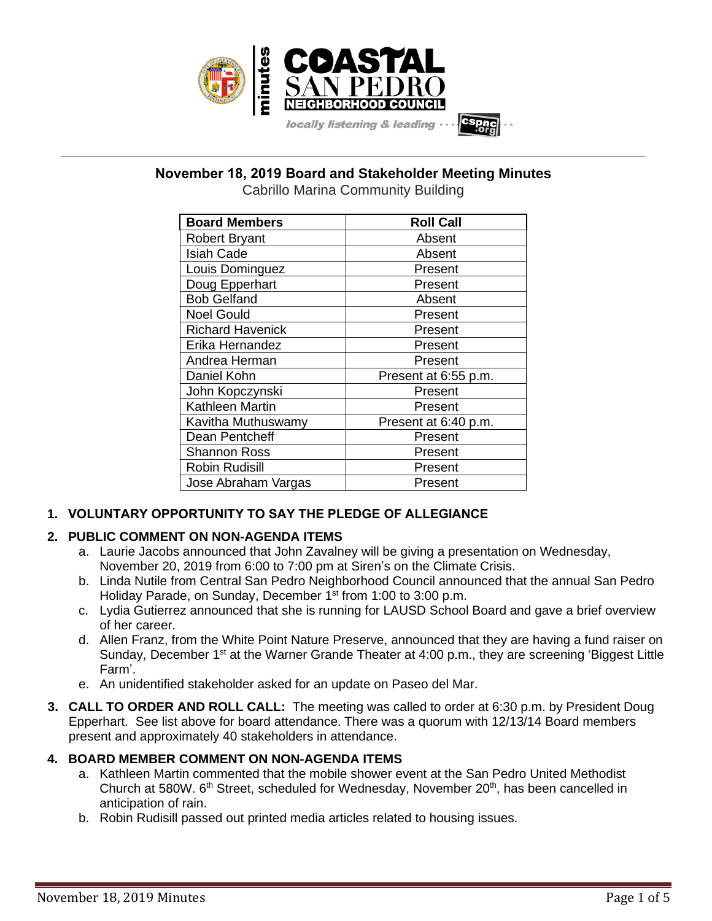# November 18, 2019 Board and Stakeholder Meeting Minutes

Cabrillo Marina Community Building

| Board Members | Roll Call |
|---|---|
| Robert Bryant | Absent |
| Isiah Cade | Absent |
| Louis Dominguez | Present |
| Doug Epperhart | Present |
| Bob Gelfand | Absent |
| Noel Gould | Present |
| Richard Havenick | Present |
| Erika Hernandez | Present |
| Andrea Herman | Present |
| Daniel Kohn | Present at 6:55 p.m. |
| John Kopczynski | Present |
| Kathleen Martin | Present |
| Kavitha Muthuswamy | Present at 6:40 p.m. |
| Dean Pentcheff | Present |
| Shannon Ross | Present |
| Robin Rudisill | Present |
| Jose Abraham Vargas | Present |

**1. VOLUNTARY OPPORTUNITY TO SAY THE PLEDGE OF ALLEGIANCE**

**2. PUBLIC COMMENT ON NON-AGENDA ITEMS**

a. Laurie Jacobs announced that John Zavalney will be giving a presentation on Wednesday, November 20, 2019 from 6:00 to 7:00 pm at Siren's on the Climate Crisis.

b. Linda Nutile from Central San Pedro Neighborhood Council announced that the annual San Pedro Holiday Parade, on Sunday, December 1st from 1:00 to 3:00 p.m.

c. Lydia Gutierrez announced that she is running for LAUSD School Board and gave a brief overview of her career.

d. Allen Franz, from the White Point Nature Preserve, announced that they are having a fund raiser on Sunday, December 1st at the Warner Grande Theater at 4:00 p.m., they are screening 'Biggest Little Farm'.

e. An unidentified stakeholder asked for an update on Paseo del Mar.

**3. CALL TO ORDER AND ROLL CALL:** The meeting was called to order at 6:30 p.m. by President Doug Epperhart. See list above for board attendance. There was a quorum with 12/13/14 Board members present and approximately 40 stakeholders in attendance.

**4. BOARD MEMBER COMMENT ON NON-AGENDA ITEMS**

a. Kathleen Martin commented that the mobile shower event at the San Pedro United Methodist Church at 580W. 6th Street, scheduled for Wednesday, November 20th, has been cancelled in anticipation of rain.

b. Robin Rudisill passed out printed media articles related to housing issues.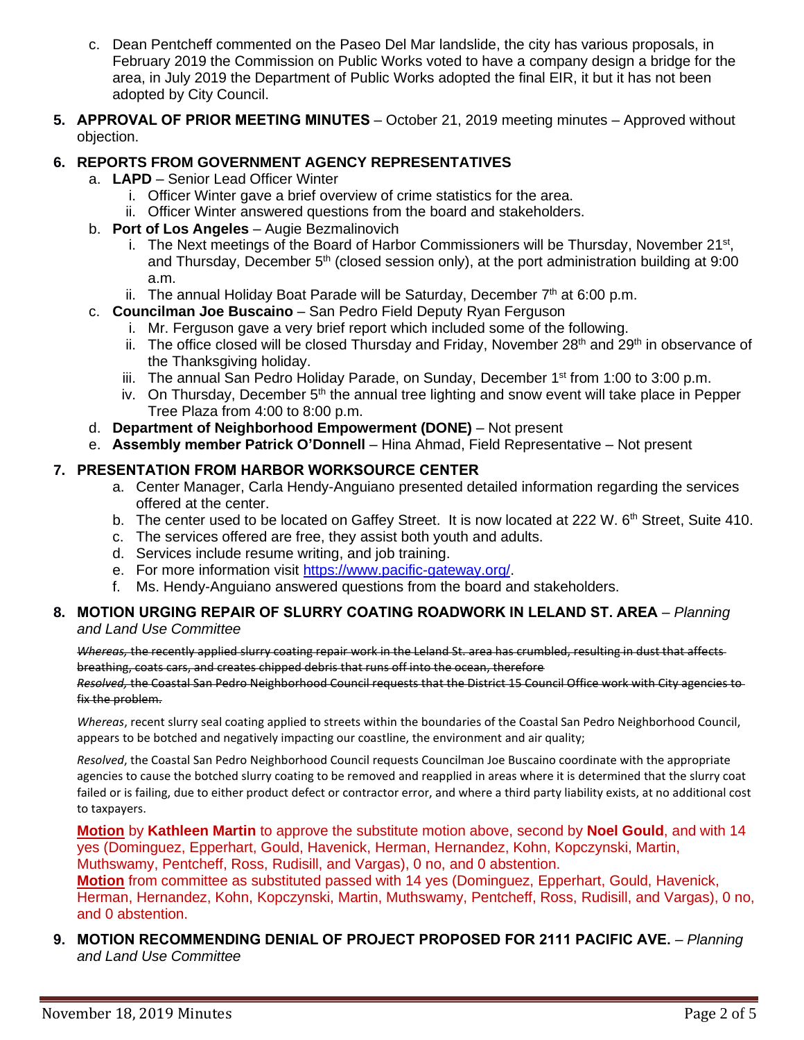c. Dean Pentcheff commented on the Paseo Del Mar landslide, the city has various proposals, in February 2019 the Commission on Public Works voted to have a company design a bridge for the area, in July 2019 the Department of Public Works adopted the final EIR, it but it has not been adopted by City Council.

**5. APPROVAL OF PRIOR MEETING MINUTES** – October 21, 2019 meeting minutes – Approved without objection.

**6. REPORTS FROM GOVERNMENT AGENCY REPRESENTATIVES**

a. **LAPD** – Senior Lead Officer Winter
   i. Officer Winter gave a brief overview of crime statistics for the area.
   ii. Officer Winter answered questions from the board and stakeholders.

b. **Port of Los Angeles** – Augie Bezmalinovich
   i. The Next meetings of the Board of Harbor Commissioners will be Thursday, November 21st, and Thursday, December 5th (closed session only), at the port administration building at 9:00 a.m.
   ii. The annual Holiday Boat Parade will be Saturday, December 7th at 6:00 p.m.

c. **Councilman Joe Buscaino** – San Pedro Field Deputy Ryan Ferguson
   i. Mr. Ferguson gave a very brief report which included some of the following.
   ii. The office closed will be closed Thursday and Friday, November 28th and 29th in observance of the Thanksgiving holiday.
   iii. The annual San Pedro Holiday Parade, on Sunday, December 1st from 1:00 to 3:00 p.m.
   iv. On Thursday, December 5th the annual tree lighting and snow event will take place in Pepper Tree Plaza from 4:00 to 8:00 p.m.

d. **Department of Neighborhood Empowerment (DONE)** – Not present

e. **Assembly member Patrick O'Donnell** – Hina Ahmad, Field Representative – Not present

**7. PRESENTATION FROM HARBOR WORKSOURCE CENTER**

a. Center Manager, Carla Hendy-Anguiano presented detailed information regarding the services offered at the center.
b. The center used to be located on Gaffey Street. It is now located at 222 W. 6th Street, Suite 410.
c. The services offered are free, they assist both youth and adults.
d. Services include resume writing, and job training.
e. For more information visit https://www.pacific-gateway.org/.
f. Ms. Hendy-Anguiano answered questions from the board and stakeholders.

**8. MOTION URGING REPAIR OF SLURRY COATING ROADWORK IN LELAND ST. AREA** – *Planning and Land Use Committee*

~~*Whereas,* the recently applied slurry coating repair work in the Leland St. area has crumbled, resulting in dust that affects breathing, coats cars, and creates chipped debris that runs off into the ocean, therefore~~

~~*Resolved,* the Coastal San Pedro Neighborhood Council requests that the District 15 Council Office work with City agencies to fix the problem.~~

*Whereas*, recent slurry seal coating applied to streets within the boundaries of the Coastal San Pedro Neighborhood Council, appears to be botched and negatively impacting our coastline, the environment and air quality;

*Resolved*, the Coastal San Pedro Neighborhood Council requests Councilman Joe Buscaino coordinate with the appropriate agencies to cause the botched slurry coating to be removed and reapplied in areas where it is determined that the slurry coat failed or is failing, due to either product defect or contractor error, and where a third party liability exists, at no additional cost to taxpayers.

**Motion** by **Kathleen Martin** to approve the substitute motion above, second by **Noel Gould**, and with 14 yes (Dominguez, Epperhart, Gould, Havenick, Herman, Hernandez, Kohn, Kopczynski, Martin, Muthswamy, Pentcheff, Ross, Rudisill, and Vargas), 0 no, and 0 abstention.

**Motion** from committee as substituted passed with 14 yes (Dominguez, Epperhart, Gould, Havenick, Herman, Hernandez, Kohn, Kopczynski, Martin, Muthswamy, Pentcheff, Ross, Rudisill, and Vargas), 0 no, and 0 abstention.

**9. MOTION RECOMMENDING DENIAL OF PROJECT PROPOSED FOR 2111 PACIFIC AVE.** – *Planning and Land Use Committee*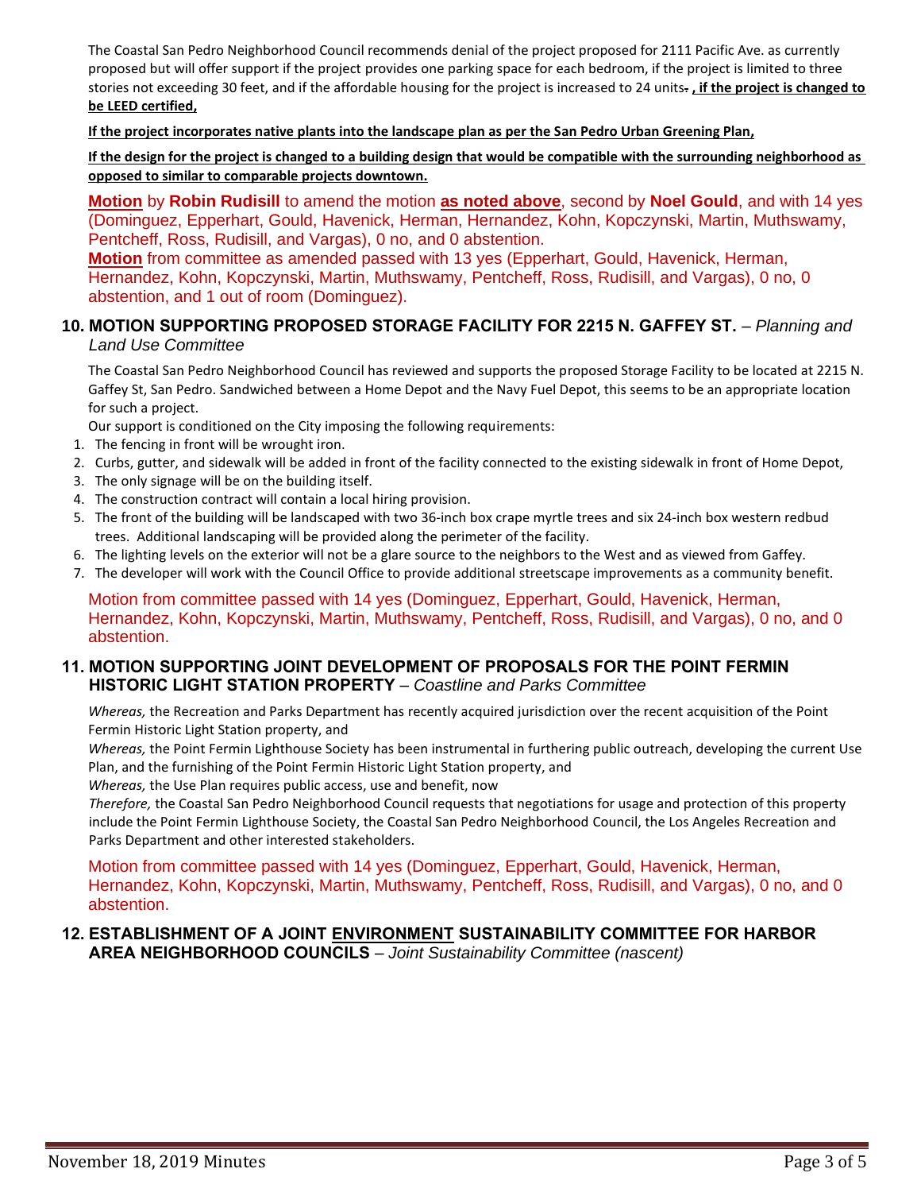The Coastal San Pedro Neighborhood Council recommends denial of the project proposed for 2111 Pacific Ave. as currently proposed but will offer support if the project provides one parking space for each bedroom, if the project is limited to three stories not exceeding 30 feet, and if the affordable housing for the project is increased to 24 units~~.~~ **, if the project is changed to be LEED certified,**

**If the project incorporates native plants into the landscape plan as per the San Pedro Urban Greening Plan,**

**If the design for the project is changed to a building design that would be compatible with the surrounding neighborhood as opposed to similar to comparable projects downtown.**

**Motion** by **Robin Rudisill** to amend the motion **as noted above**, second by **Noel Gould**, and with 14 yes (Dominguez, Epperhart, Gould, Havenick, Herman, Hernandez, Kohn, Kopczynski, Martin, Muthswamy, Pentcheff, Ross, Rudisill, and Vargas), 0 no, and 0 abstention.

**Motion** from committee as amended passed with 13 yes (Epperhart, Gould, Havenick, Herman, Hernandez, Kohn, Kopczynski, Martin, Muthswamy, Pentcheff, Ross, Rudisill, and Vargas), 0 no, 0 abstention, and 1 out of room (Dominguez).

## 10. MOTION SUPPORTING PROPOSED STORAGE FACILITY FOR 2215 N. GAFFEY ST. – *Planning and Land Use Committee*

The Coastal San Pedro Neighborhood Council has reviewed and supports the proposed Storage Facility to be located at 2215 N. Gaffey St, San Pedro. Sandwiched between a Home Depot and the Navy Fuel Depot, this seems to be an appropriate location for such a project.

Our support is conditioned on the City imposing the following requirements:

1. The fencing in front will be wrought iron.
2. Curbs, gutter, and sidewalk will be added in front of the facility connected to the existing sidewalk in front of Home Depot,
3. The only signage will be on the building itself.
4. The construction contract will contain a local hiring provision.
5. The front of the building will be landscaped with two 36-inch box crape myrtle trees and six 24-inch box western redbud trees. Additional landscaping will be provided along the perimeter of the facility.
6. The lighting levels on the exterior will not be a glare source to the neighbors to the West and as viewed from Gaffey.
7. The developer will work with the Council Office to provide additional streetscape improvements as a community benefit.

Motion from committee passed with 14 yes (Dominguez, Epperhart, Gould, Havenick, Herman, Hernandez, Kohn, Kopczynski, Martin, Muthswamy, Pentcheff, Ross, Rudisill, and Vargas), 0 no, and 0 abstention.

## 11. MOTION SUPPORTING JOINT DEVELOPMENT OF PROPOSALS FOR THE POINT FERMIN HISTORIC LIGHT STATION PROPERTY – *Coastline and Parks Committee*

*Whereas,* the Recreation and Parks Department has recently acquired jurisdiction over the recent acquisition of the Point Fermin Historic Light Station property, and

*Whereas,* the Point Fermin Lighthouse Society has been instrumental in furthering public outreach, developing the current Use Plan, and the furnishing of the Point Fermin Historic Light Station property, and

*Whereas,* the Use Plan requires public access, use and benefit, now

*Therefore,* the Coastal San Pedro Neighborhood Council requests that negotiations for usage and protection of this property include the Point Fermin Lighthouse Society, the Coastal San Pedro Neighborhood Council, the Los Angeles Recreation and Parks Department and other interested stakeholders.

Motion from committee passed with 14 yes (Dominguez, Epperhart, Gould, Havenick, Herman, Hernandez, Kohn, Kopczynski, Martin, Muthswamy, Pentcheff, Ross, Rudisill, and Vargas), 0 no, and 0 abstention.

## 12. ESTABLISHMENT OF A JOINT ENVIRONMENT SUSTAINABILITY COMMITTEE FOR HARBOR AREA NEIGHBORHOOD COUNCILS – *Joint Sustainability Committee (nascent)*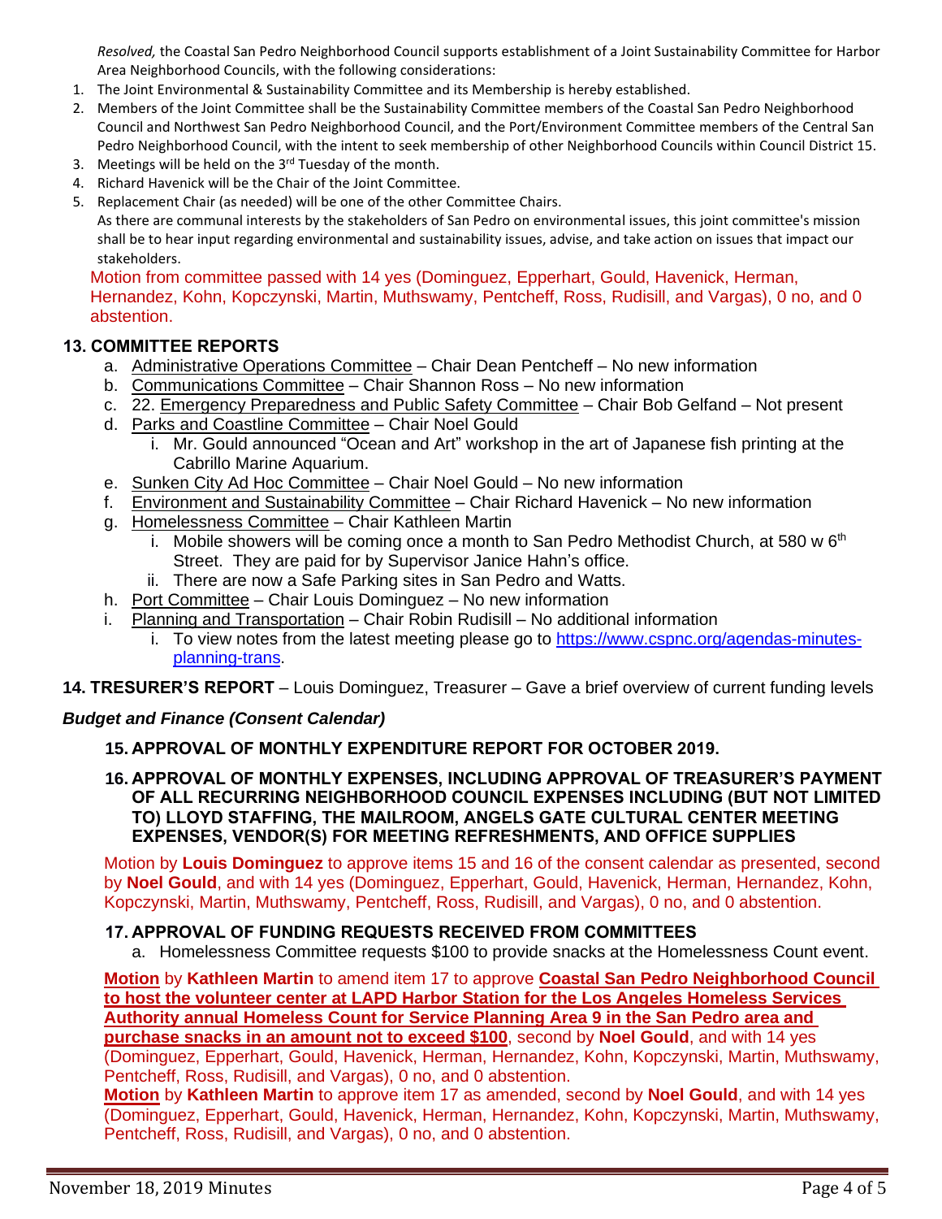*Resolved,* the Coastal San Pedro Neighborhood Council supports establishment of a Joint Sustainability Committee for Harbor Area Neighborhood Councils, with the following considerations:

1. The Joint Environmental & Sustainability Committee and its Membership is hereby established.
2. Members of the Joint Committee shall be the Sustainability Committee members of the Coastal San Pedro Neighborhood Council and Northwest San Pedro Neighborhood Council, and the Port/Environment Committee members of the Central San Pedro Neighborhood Council, with the intent to seek membership of other Neighborhood Councils within Council District 15.
3. Meetings will be held on the 3rd Tuesday of the month.
4. Richard Havenick will be the Chair of the Joint Committee.
5. Replacement Chair (as needed) will be one of the other Committee Chairs.

As there are communal interests by the stakeholders of San Pedro on environmental issues, this joint committee's mission shall be to hear input regarding environmental and sustainability issues, advise, and take action on issues that impact our stakeholders.

Motion from committee passed with 14 yes (Dominguez, Epperhart, Gould, Havenick, Herman, Hernandez, Kohn, Kopczynski, Martin, Muthswamy, Pentcheff, Ross, Rudisill, and Vargas), 0 no, and 0 abstention.

## 13. COMMITTEE REPORTS

a. Administrative Operations Committee – Chair Dean Pentcheff – No new information
b. Communications Committee – Chair Shannon Ross – No new information
c. 22. Emergency Preparedness and Public Safety Committee – Chair Bob Gelfand – Not present
d. Parks and Coastline Committee – Chair Noel Gould
   i. Mr. Gould announced "Ocean and Art" workshop in the art of Japanese fish printing at the Cabrillo Marine Aquarium.
e. Sunken City Ad Hoc Committee – Chair Noel Gould – No new information
f. Environment and Sustainability Committee – Chair Richard Havenick – No new information
g. Homelessness Committee – Chair Kathleen Martin
   i. Mobile showers will be coming once a month to San Pedro Methodist Church, at 580 w 6th Street. They are paid for by Supervisor Janice Hahn's office.
   ii. There are now a Safe Parking sites in San Pedro and Watts.
h. Port Committee – Chair Louis Dominguez – No new information
i. Planning and Transportation – Chair Robin Rudisill – No additional information
   i. To view notes from the latest meeting please go to https://www.cspnc.org/agendas-minutes-planning-trans.

**14. TRESURER'S REPORT** – Louis Dominguez, Treasurer – Gave a brief overview of current funding levels

### *Budget and Finance (Consent Calendar)*

**15. APPROVAL OF MONTHLY EXPENDITURE REPORT FOR OCTOBER 2019.**

**16. APPROVAL OF MONTHLY EXPENSES, INCLUDING APPROVAL OF TREASURER'S PAYMENT OF ALL RECURRING NEIGHBORHOOD COUNCIL EXPENSES INCLUDING (BUT NOT LIMITED TO) LLOYD STAFFING, THE MAILROOM, ANGELS GATE CULTURAL CENTER MEETING EXPENSES, VENDOR(S) FOR MEETING REFRESHMENTS, AND OFFICE SUPPLIES**

Motion by **Louis Dominguez** to approve items 15 and 16 of the consent calendar as presented, second by **Noel Gould**, and with 14 yes (Dominguez, Epperhart, Gould, Havenick, Herman, Hernandez, Kohn, Kopczynski, Martin, Muthswamy, Pentcheff, Ross, Rudisill, and Vargas), 0 no, and 0 abstention.

**17. APPROVAL OF FUNDING REQUESTS RECEIVED FROM COMMITTEES**

a. Homelessness Committee requests $100 to provide snacks at the Homelessness Count event.

**Motion** by **Kathleen Martin** to amend item 17 to approve **Coastal San Pedro Neighborhood Council to host the volunteer center at LAPD Harbor Station for the Los Angeles Homeless Services Authority annual Homeless Count for Service Planning Area 9 in the San Pedro area and purchase snacks in an amount not to exceed $100**, second by **Noel Gould**, and with 14 yes (Dominguez, Epperhart, Gould, Havenick, Herman, Hernandez, Kohn, Kopczynski, Martin, Muthswamy, Pentcheff, Ross, Rudisill, and Vargas), 0 no, and 0 abstention.

**Motion** by **Kathleen Martin** to approve item 17 as amended, second by **Noel Gould**, and with 14 yes (Dominguez, Epperhart, Gould, Havenick, Herman, Hernandez, Kohn, Kopczynski, Martin, Muthswamy, Pentcheff, Ross, Rudisill, and Vargas), 0 no, and 0 abstention.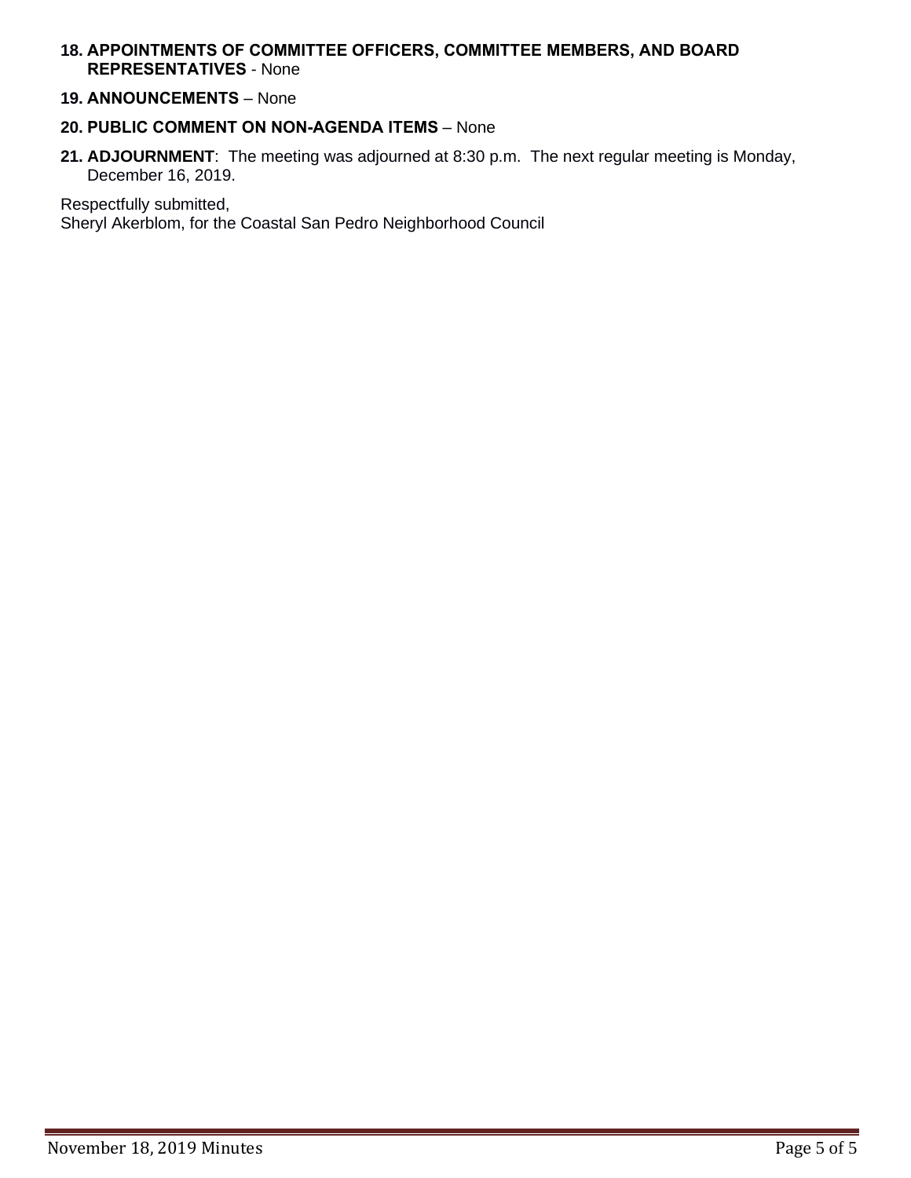18. **APPOINTMENTS OF COMMITTEE OFFICERS, COMMITTEE MEMBERS, AND BOARD REPRESENTATIVES** - None

19. **ANNOUNCEMENTS** – None

20. **PUBLIC COMMENT ON NON-AGENDA ITEMS** – None

21. **ADJOURNMENT**: The meeting was adjourned at 8:30 p.m. The next regular meeting is Monday, December 16, 2019.

Respectfully submitted,
Sheryl Akerblom, for the Coastal San Pedro Neighborhood Council